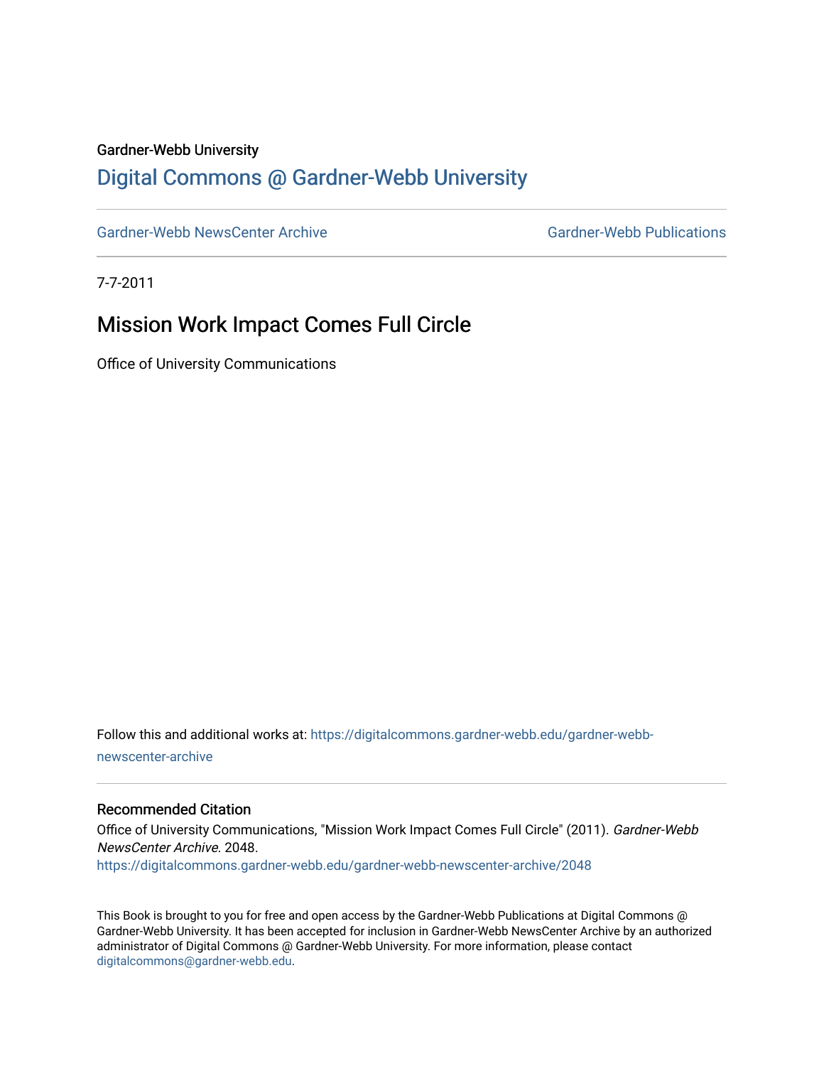Gardner-Webb University

## Digital Commons @ Gardner-Webb University

Gardner-Webb NewsCenter Archive | Gardner-Webb Publications

7-7-2011

# Mission Work Impact Comes Full Circle

Office of University Communications

Follow this and additional works at: https://digitalcommons.gardner-webb.edu/gardner-webb-newscenter-archive

### Recommended Citation

Office of University Communications, "Mission Work Impact Comes Full Circle" (2011). *Gardner-Webb NewsCenter Archive*. 2048.
https://digitalcommons.gardner-webb.edu/gardner-webb-newscenter-archive/2048

This Book is brought to you for free and open access by the Gardner-Webb Publications at Digital Commons @ Gardner-Webb University. It has been accepted for inclusion in Gardner-Webb NewsCenter Archive by an authorized administrator of Digital Commons @ Gardner-Webb University. For more information, please contact digitalcommons@gardner-webb.edu.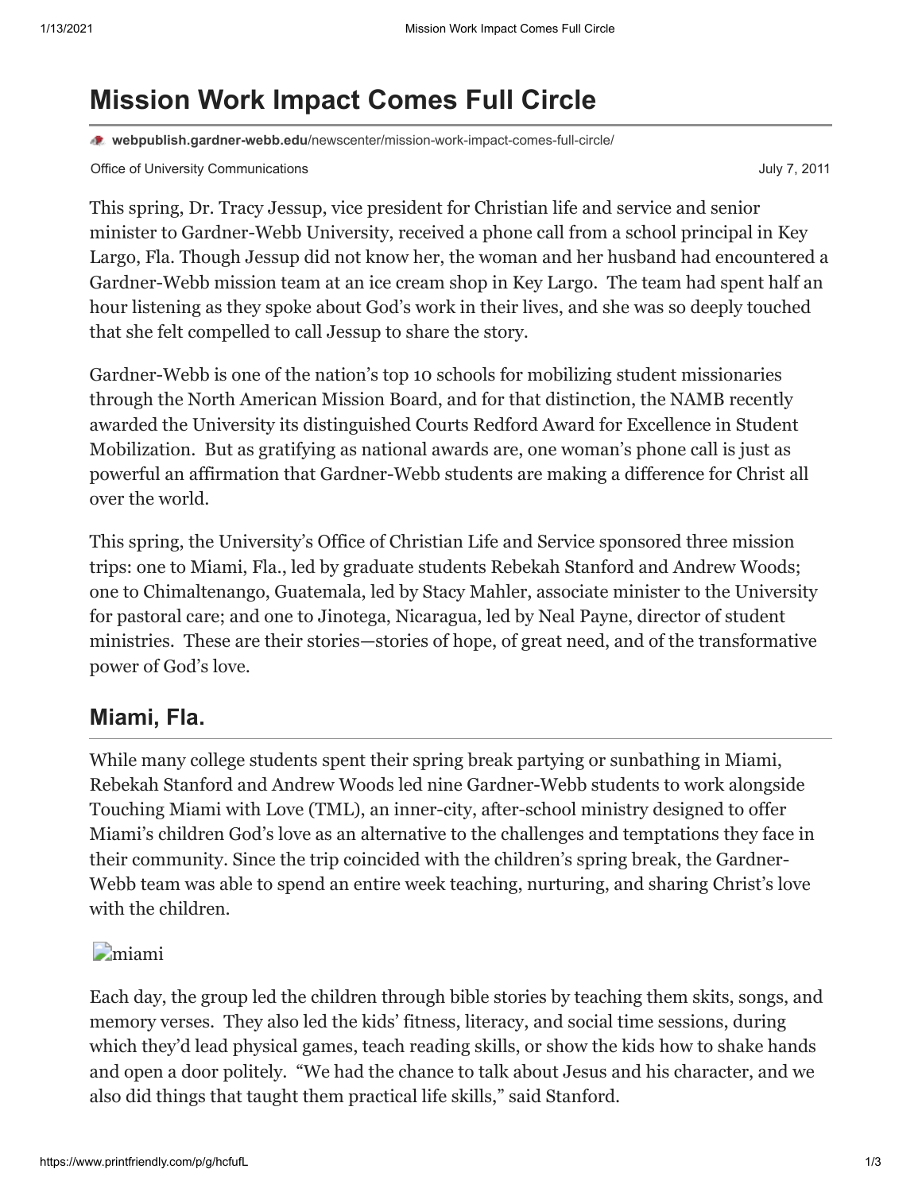# Mission Work Impact Comes Full Circle

webpublish.gardner-webb.edu/newscenter/mission-work-impact-comes-full-circle/

Office of University Communications July 7, 2011

This spring, Dr. Tracy Jessup, vice president for Christian life and service and senior minister to Gardner-Webb University, received a phone call from a school principal in Key Largo, Fla. Though Jessup did not know her, the woman and her husband had encountered a Gardner-Webb mission team at an ice cream shop in Key Largo. The team had spent half an hour listening as they spoke about God's work in their lives, and she was so deeply touched that she felt compelled to call Jessup to share the story.

Gardner-Webb is one of the nation's top 10 schools for mobilizing student missionaries through the North American Mission Board, and for that distinction, the NAMB recently awarded the University its distinguished Courts Redford Award for Excellence in Student Mobilization. But as gratifying as national awards are, one woman's phone call is just as powerful an affirmation that Gardner-Webb students are making a difference for Christ all over the world.

This spring, the University's Office of Christian Life and Service sponsored three mission trips: one to Miami, Fla., led by graduate students Rebekah Stanford and Andrew Woods; one to Chimaltenango, Guatemala, led by Stacy Mahler, associate minister to the University for pastoral care; and one to Jinotega, Nicaragua, led by Neal Payne, director of student ministries. These are their stories—stories of hope, of great need, and of the transformative power of God's love.

## Miami, Fla.

While many college students spent their spring break partying or sunbathing in Miami, Rebekah Stanford and Andrew Woods led nine Gardner-Webb students to work alongside Touching Miami with Love (TML), an inner-city, after-school ministry designed to offer Miami's children God's love as an alternative to the challenges and temptations they face in their community. Since the trip coincided with the children's spring break, the Gardner-Webb team was able to spend an entire week teaching, nurturing, and sharing Christ's love with the children.

miami

Each day, the group led the children through bible stories by teaching them skits, songs, and memory verses. They also led the kids' fitness, literacy, and social time sessions, during which they'd lead physical games, teach reading skills, or show the kids how to shake hands and open a door politely. "We had the chance to talk about Jesus and his character, and we also did things that taught them practical life skills," said Stanford.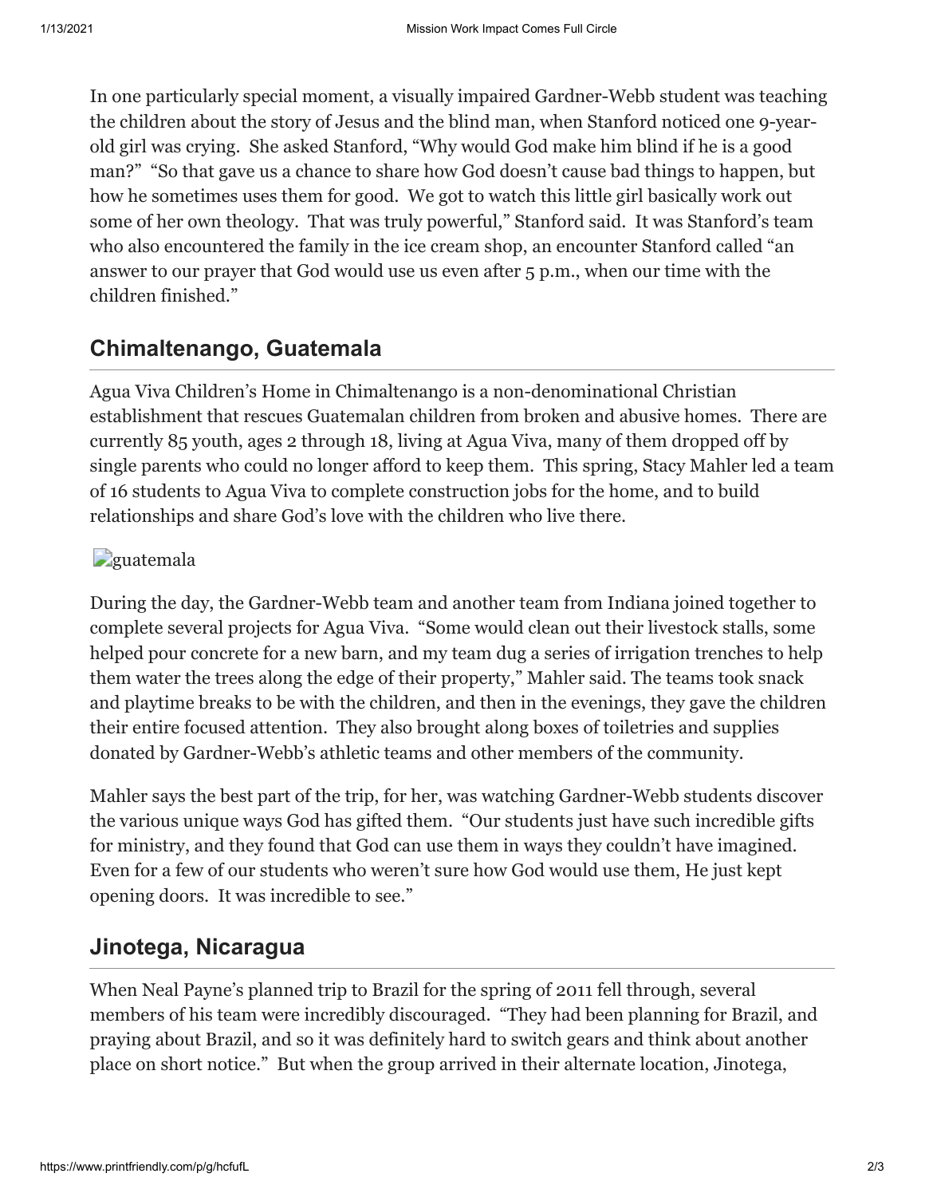In one particularly special moment, a visually impaired Gardner-Webb student was teaching the children about the story of Jesus and the blind man, when Stanford noticed one 9-year-old girl was crying. She asked Stanford, "Why would God make him blind if he is a good man?" "So that gave us a chance to share how God doesn't cause bad things to happen, but how he sometimes uses them for good. We got to watch this little girl basically work out some of her own theology. That was truly powerful," Stanford said. It was Stanford's team who also encountered the family in the ice cream shop, an encounter Stanford called "an answer to our prayer that God would use us even after 5 p.m., when our time with the children finished."

## Chimaltenango, Guatemala

Agua Viva Children's Home in Chimaltenango is a non-denominational Christian establishment that rescues Guatemalan children from broken and abusive homes. There are currently 85 youth, ages 2 through 18, living at Agua Viva, many of them dropped off by single parents who could no longer afford to keep them. This spring, Stacy Mahler led a team of 16 students to Agua Viva to complete construction jobs for the home, and to build relationships and share God's love with the children who live there.

guatemala

During the day, the Gardner-Webb team and another team from Indiana joined together to complete several projects for Agua Viva. "Some would clean out their livestock stalls, some helped pour concrete for a new barn, and my team dug a series of irrigation trenches to help them water the trees along the edge of their property," Mahler said. The teams took snack and playtime breaks to be with the children, and then in the evenings, they gave the children their entire focused attention. They also brought along boxes of toiletries and supplies donated by Gardner-Webb's athletic teams and other members of the community.

Mahler says the best part of the trip, for her, was watching Gardner-Webb students discover the various unique ways God has gifted them. "Our students just have such incredible gifts for ministry, and they found that God can use them in ways they couldn't have imagined. Even for a few of our students who weren't sure how God would use them, He just kept opening doors. It was incredible to see."

## Jinotega, Nicaragua

When Neal Payne's planned trip to Brazil for the spring of 2011 fell through, several members of his team were incredibly discouraged. "They had been planning for Brazil, and praying about Brazil, and so it was definitely hard to switch gears and think about another place on short notice." But when the group arrived in their alternate location, Jinotega,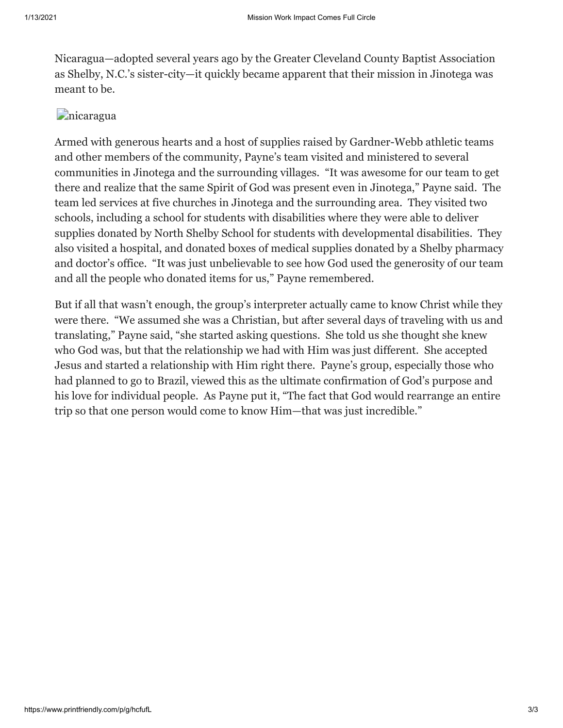Nicaragua—adopted several years ago by the Greater Cleveland County Baptist Association as Shelby, N.C.'s sister-city—it quickly became apparent that their mission in Jinotega was meant to be.

nicaragua

Armed with generous hearts and a host of supplies raised by Gardner-Webb athletic teams and other members of the community, Payne's team visited and ministered to several communities in Jinotega and the surrounding villages. "It was awesome for our team to get there and realize that the same Spirit of God was present even in Jinotega," Payne said. The team led services at five churches in Jinotega and the surrounding area. They visited two schools, including a school for students with disabilities where they were able to deliver supplies donated by North Shelby School for students with developmental disabilities. They also visited a hospital, and donated boxes of medical supplies donated by a Shelby pharmacy and doctor's office. "It was just unbelievable to see how God used the generosity of our team and all the people who donated items for us," Payne remembered.

But if all that wasn't enough, the group's interpreter actually came to know Christ while they were there. "We assumed she was a Christian, but after several days of traveling with us and translating," Payne said, "she started asking questions. She told us she thought she knew who God was, but that the relationship we had with Him was just different. She accepted Jesus and started a relationship with Him right there. Payne's group, especially those who had planned to go to Brazil, viewed this as the ultimate confirmation of God's purpose and his love for individual people. As Payne put it, "The fact that God would rearrange an entire trip so that one person would come to know Him—that was just incredible."